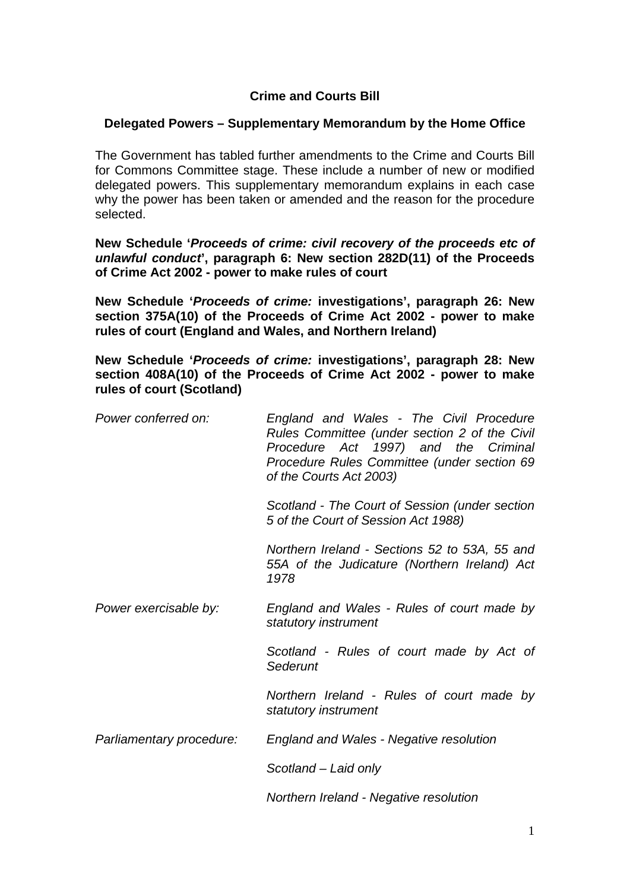**Crime and Courts Bill**

**Delegated Powers – Supplementary Memorandum by the Home Office**

The Government has tabled further amendments to the Crime and Courts Bill for Commons Committee stage. These include a number of new or modified delegated powers. This supplementary memorandum explains in each case why the power has been taken or amended and the reason for the procedure selected.

**New Schedule '*Proceeds of crime: civil recovery of the proceeds etc of unlawful conduct*', paragraph 6: New section 282D(11) of the Proceeds of Crime Act 2002 - power to make rules of court**

**New Schedule '*Proceeds of crime:* investigations', paragraph 26: New section 375A(10) of the Proceeds of Crime Act 2002 - power to make rules of court (England and Wales, and Northern Ireland)**

**New Schedule '*Proceeds of crime:* investigations', paragraph 28: New section 408A(10) of the Proceeds of Crime Act 2002 - power to make rules of court (Scotland)**

| | |
|---|---|
| *Power conferred on:* | *England and Wales - The Civil Procedure Rules Committee (under section 2 of the Civil Procedure Act 1997) and the Criminal Procedure Rules Committee (under section 69 of the Courts Act 2003)* |
| | *Scotland - The Court of Session (under section 5 of the Court of Session Act 1988)* |
| | *Northern Ireland - Sections 52 to 53A, 55 and 55A of the Judicature (Northern Ireland) Act 1978* |
| *Power exercisable by:* | *England and Wales - Rules of court made by statutory instrument* |
| | *Scotland - Rules of court made by Act of Sederunt* |
| | *Northern Ireland - Rules of court made by statutory instrument* |
| *Parliamentary procedure:* | *England and Wales - Negative resolution* |
| | *Scotland – Laid only* |
| | *Northern Ireland - Negative resolution* |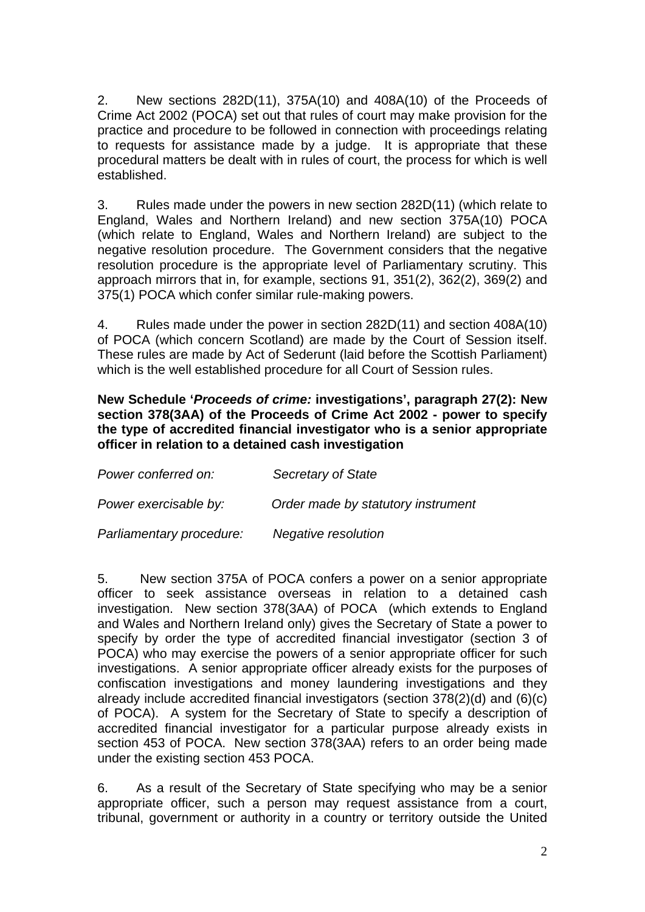2. New sections 282D(11), 375A(10) and 408A(10) of the Proceeds of Crime Act 2002 (POCA) set out that rules of court may make provision for the practice and procedure to be followed in connection with proceedings relating to requests for assistance made by a judge. It is appropriate that these procedural matters be dealt with in rules of court, the process for which is well established.

3. Rules made under the powers in new section 282D(11) (which relate to England, Wales and Northern Ireland) and new section 375A(10) POCA (which relate to England, Wales and Northern Ireland) are subject to the negative resolution procedure. The Government considers that the negative resolution procedure is the appropriate level of Parliamentary scrutiny. This approach mirrors that in, for example, sections 91, 351(2), 362(2), 369(2) and 375(1) POCA which confer similar rule-making powers.

4. Rules made under the power in section 282D(11) and section 408A(10) of POCA (which concern Scotland) are made by the Court of Session itself. These rules are made by Act of Sederunt (laid before the Scottish Parliament) which is the well established procedure for all Court of Session rules.

**New Schedule '*Proceeds of crime:* investigations', paragraph 27(2): New section 378(3AA) of the Proceeds of Crime Act 2002 - power to specify the type of accredited financial investigator who is a senior appropriate officer in relation to a detained cash investigation**

*Power conferred on:* *Secretary of State*

*Power exercisable by:* *Order made by statutory instrument*

*Parliamentary procedure:* *Negative resolution*

5. New section 375A of POCA confers a power on a senior appropriate officer to seek assistance overseas in relation to a detained cash investigation. New section 378(3AA) of POCA (which extends to England and Wales and Northern Ireland only) gives the Secretary of State a power to specify by order the type of accredited financial investigator (section 3 of POCA) who may exercise the powers of a senior appropriate officer for such investigations. A senior appropriate officer already exists for the purposes of confiscation investigations and money laundering investigations and they already include accredited financial investigators (section 378(2)(d) and (6)(c) of POCA). A system for the Secretary of State to specify a description of accredited financial investigator for a particular purpose already exists in section 453 of POCA. New section 378(3AA) refers to an order being made under the existing section 453 POCA.

6. As a result of the Secretary of State specifying who may be a senior appropriate officer, such a person may request assistance from a court, tribunal, government or authority in a country or territory outside the United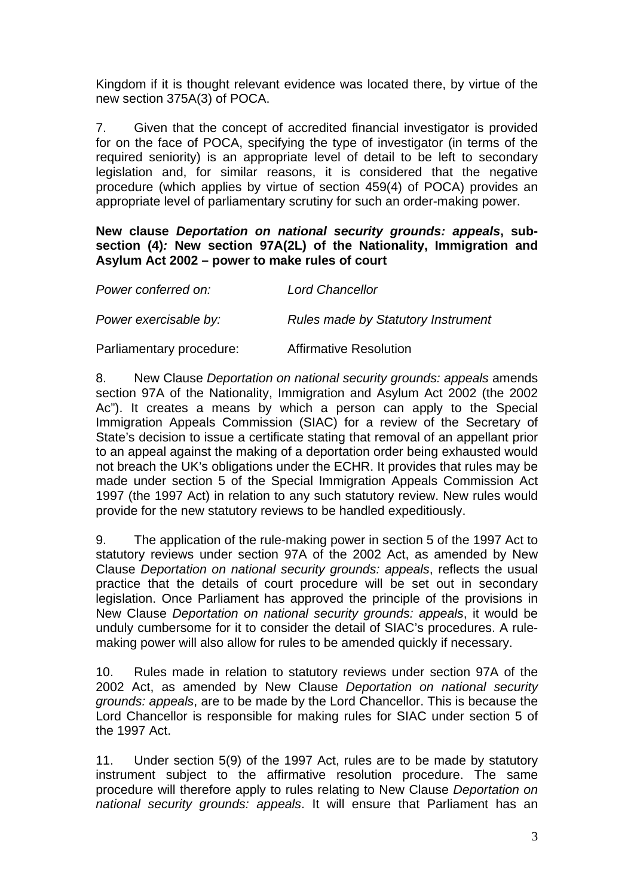Kingdom if it is thought relevant evidence was located there, by virtue of the new section 375A(3) of POCA.

7. Given that the concept of accredited financial investigator is provided for on the face of POCA, specifying the type of investigator (in terms of the required seniority) is an appropriate level of detail to be left to secondary legislation and, for similar reasons, it is considered that the negative procedure (which applies by virtue of section 459(4) of POCA) provides an appropriate level of parliamentary scrutiny for such an order-making power.

**New clause *Deportation on national security grounds: appeals*, sub-section (4)*:* New section 97A(2L) of the Nationality, Immigration and Asylum Act 2002 – power to make rules of court**

| | |
|---|---|
| *Power conferred on:* | *Lord Chancellor* |
| *Power exercisable by:* | *Rules made by Statutory Instrument* |
| Parliamentary procedure: | Affirmative Resolution |

8. New Clause *Deportation on national security grounds: appeals* amends section 97A of the Nationality, Immigration and Asylum Act 2002 (the 2002 Ac"). It creates a means by which a person can apply to the Special Immigration Appeals Commission (SIAC) for a review of the Secretary of State's decision to issue a certificate stating that removal of an appellant prior to an appeal against the making of a deportation order being exhausted would not breach the UK's obligations under the ECHR. It provides that rules may be made under section 5 of the Special Immigration Appeals Commission Act 1997 (the 1997 Act) in relation to any such statutory review. New rules would provide for the new statutory reviews to be handled expeditiously.

9. The application of the rule-making power in section 5 of the 1997 Act to statutory reviews under section 97A of the 2002 Act, as amended by New Clause *Deportation on national security grounds: appeals*, reflects the usual practice that the details of court procedure will be set out in secondary legislation. Once Parliament has approved the principle of the provisions in New Clause *Deportation on national security grounds: appeals*, it would be unduly cumbersome for it to consider the detail of SIAC's procedures. A rule-making power will also allow for rules to be amended quickly if necessary.

10. Rules made in relation to statutory reviews under section 97A of the 2002 Act, as amended by New Clause *Deportation on national security grounds: appeals*, are to be made by the Lord Chancellor. This is because the Lord Chancellor is responsible for making rules for SIAC under section 5 of the 1997 Act.

11. Under section 5(9) of the 1997 Act, rules are to be made by statutory instrument subject to the affirmative resolution procedure. The same procedure will therefore apply to rules relating to New Clause *Deportation on national security grounds: appeals*. It will ensure that Parliament has an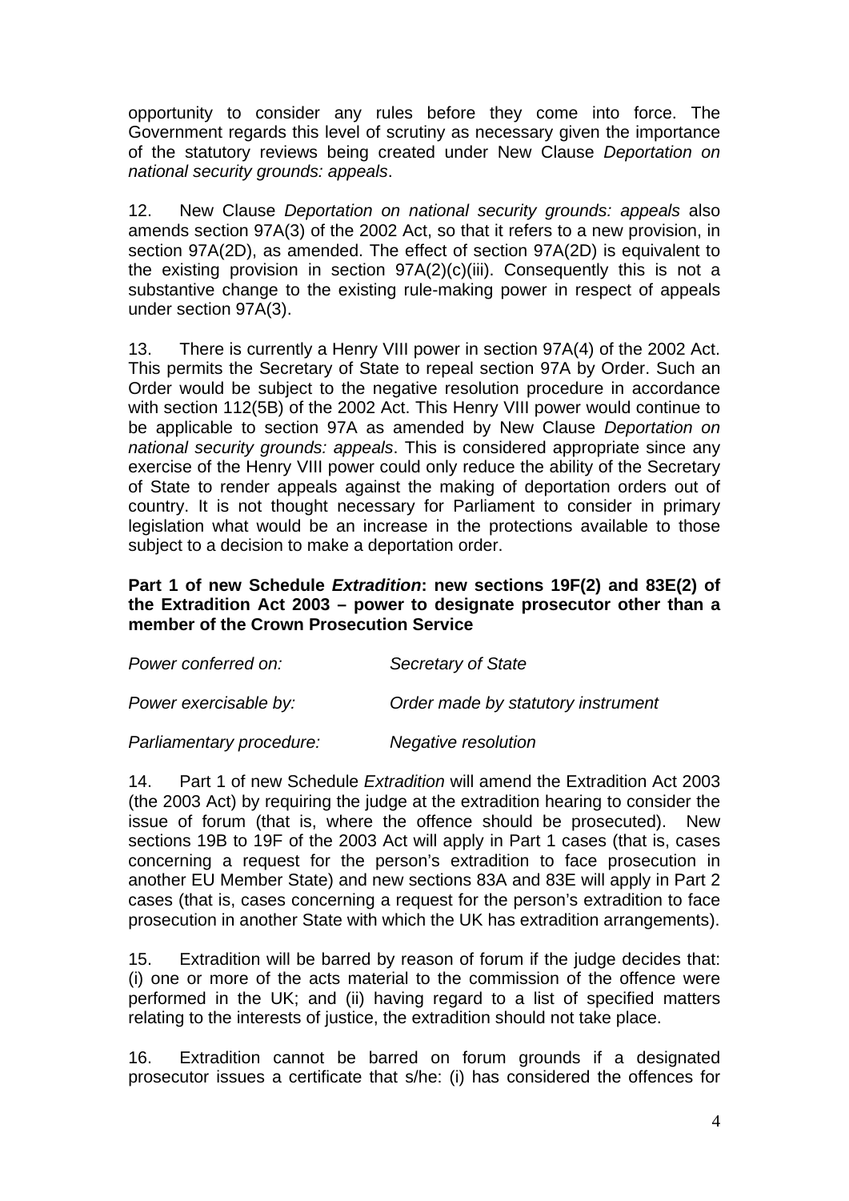opportunity to consider any rules before they come into force. The Government regards this level of scrutiny as necessary given the importance of the statutory reviews being created under New Clause *Deportation on national security grounds: appeals*.

12. New Clause *Deportation on national security grounds: appeals* also amends section 97A(3) of the 2002 Act, so that it refers to a new provision, in section 97A(2D), as amended. The effect of section 97A(2D) is equivalent to the existing provision in section 97A(2)(c)(iii). Consequently this is not a substantive change to the existing rule-making power in respect of appeals under section 97A(3).

13. There is currently a Henry VIII power in section 97A(4) of the 2002 Act. This permits the Secretary of State to repeal section 97A by Order. Such an Order would be subject to the negative resolution procedure in accordance with section 112(5B) of the 2002 Act. This Henry VIII power would continue to be applicable to section 97A as amended by New Clause *Deportation on national security grounds: appeals*. This is considered appropriate since any exercise of the Henry VIII power could only reduce the ability of the Secretary of State to render appeals against the making of deportation orders out of country. It is not thought necessary for Parliament to consider in primary legislation what would be an increase in the protections available to those subject to a decision to make a deportation order.

**Part 1 of new Schedule *Extradition*: new sections 19F(2) and 83E(2) of the Extradition Act 2003 – power to designate prosecutor other than a member of the Crown Prosecution Service**

*Power conferred on:* *Secretary of State*

*Power exercisable by:* *Order made by statutory instrument*

*Parliamentary procedure:* *Negative resolution*

14. Part 1 of new Schedule *Extradition* will amend the Extradition Act 2003 (the 2003 Act) by requiring the judge at the extradition hearing to consider the issue of forum (that is, where the offence should be prosecuted). New sections 19B to 19F of the 2003 Act will apply in Part 1 cases (that is, cases concerning a request for the person's extradition to face prosecution in another EU Member State) and new sections 83A and 83E will apply in Part 2 cases (that is, cases concerning a request for the person's extradition to face prosecution in another State with which the UK has extradition arrangements).

15. Extradition will be barred by reason of forum if the judge decides that: (i) one or more of the acts material to the commission of the offence were performed in the UK; and (ii) having regard to a list of specified matters relating to the interests of justice, the extradition should not take place.

16. Extradition cannot be barred on forum grounds if a designated prosecutor issues a certificate that s/he: (i) has considered the offences for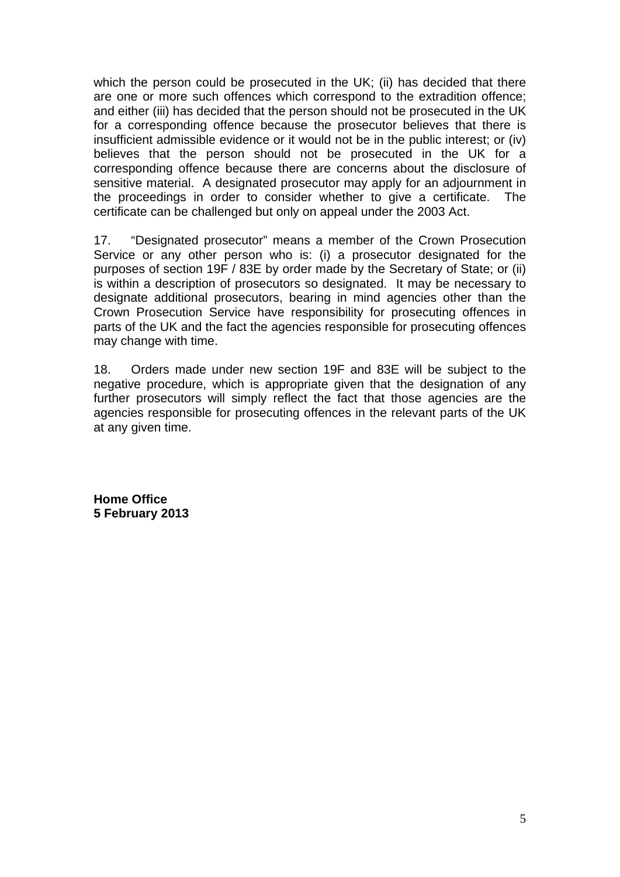which the person could be prosecuted in the UK; (ii) has decided that there are one or more such offences which correspond to the extradition offence; and either (iii) has decided that the person should not be prosecuted in the UK for a corresponding offence because the prosecutor believes that there is insufficient admissible evidence or it would not be in the public interest; or (iv) believes that the person should not be prosecuted in the UK for a corresponding offence because there are concerns about the disclosure of sensitive material. A designated prosecutor may apply for an adjournment in the proceedings in order to consider whether to give a certificate. The certificate can be challenged but only on appeal under the 2003 Act.

17. "Designated prosecutor" means a member of the Crown Prosecution Service or any other person who is: (i) a prosecutor designated for the purposes of section 19F / 83E by order made by the Secretary of State; or (ii) is within a description of prosecutors so designated. It may be necessary to designate additional prosecutors, bearing in mind agencies other than the Crown Prosecution Service have responsibility for prosecuting offences in parts of the UK and the fact the agencies responsible for prosecuting offences may change with time.

18. Orders made under new section 19F and 83E will be subject to the negative procedure, which is appropriate given that the designation of any further prosecutors will simply reflect the fact that those agencies are the agencies responsible for prosecuting offences in the relevant parts of the UK at any given time.

**Home Office**
**5 February 2013**